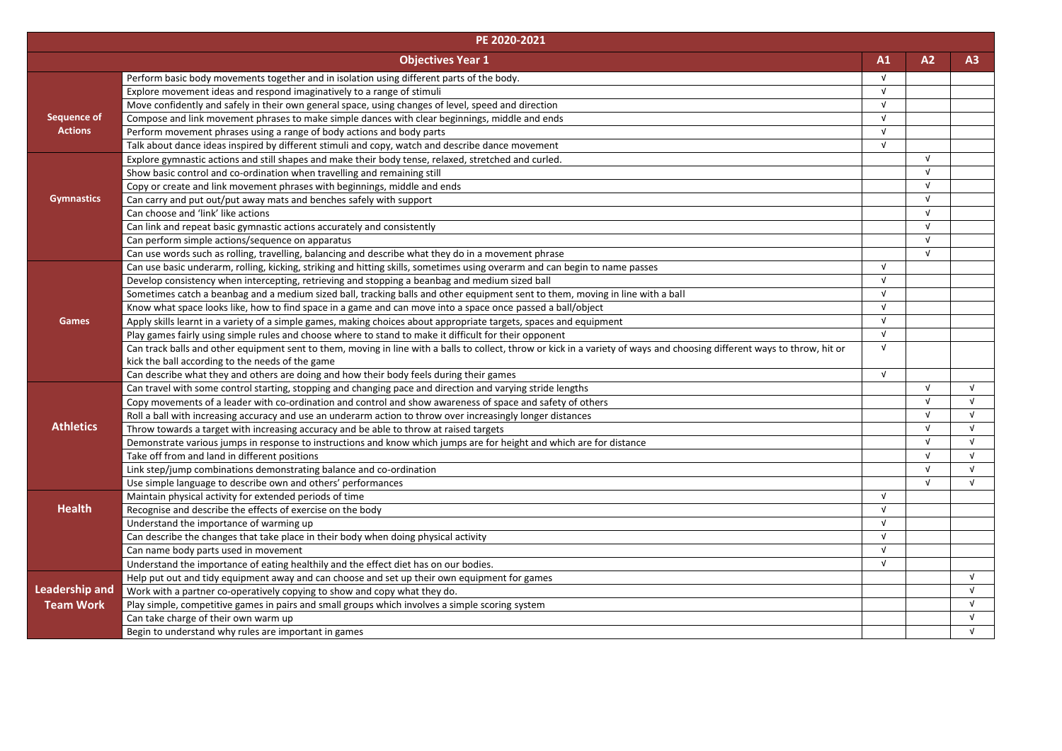| PE 2020-2021 | | | | |
|---|---|---|---|---|
| | **Objectives Year 1** | **A1** | **A2** | **A3** |
| **Sequence of Actions** | Perform basic body movements together and in isolation using different parts of the body. | √ | | |
| | Explore movement ideas and respond imaginatively to a range of stimuli | √ | | |
| | Move confidently and safely in their own general space, using changes of level, speed and direction | √ | | |
| | Compose and link movement phrases to make simple dances with clear beginnings, middle and ends | √ | | |
| | Perform movement phrases using a range of body actions and body parts | √ | | |
| | Talk about dance ideas inspired by different stimuli and copy, watch and describe dance movement | √ | | |
| **Gymnastics** | Explore gymnastic actions and still shapes and make their body tense, relaxed, stretched and curled. | | √ | |
| | Show basic control and co-ordination when travelling and remaining still | | √ | |
| | Copy or create and link movement phrases with beginnings, middle and ends | | √ | |
| | Can carry and put out/put away mats and benches safely with support | | √ | |
| | Can choose and 'link' like actions | | √ | |
| | Can link and repeat basic gymnastic actions accurately and consistently | | √ | |
| | Can perform simple actions/sequence on apparatus | | √ | |
| | Can use words such as rolling, travelling, balancing and describe what they do in a movement phrase | | √ | |
| **Games** | Can use basic underarm, rolling, kicking, striking and hitting skills, sometimes using overarm and can begin to name passes | √ | | |
| | Develop consistency when intercepting, retrieving and stopping a beanbag and medium sized ball | √ | | |
| | Sometimes catch a beanbag and a medium sized ball, tracking balls and other equipment sent to them, moving in line with a ball | √ | | |
| | Know what space looks like, how to find space in a game and can move into a space once passed a ball/object | √ | | |
| | Apply skills learnt in a variety of a simple games, making choices about appropriate targets, spaces and equipment | √ | | |
| | Play games fairly using simple rules and choose where to stand to make it difficult for their opponent | √ | | |
| | Can track balls and other equipment sent to them, moving in line with a balls to collect, throw or kick in a variety of ways and choosing different ways to throw, hit or kick the ball according to the needs of the game | √ | | |
| | Can describe what they and others are doing and how their body feels during their games | √ | | |
| **Athletics** | Can travel with some control starting, stopping and changing pace and direction and varying stride lengths | | √ | √ |
| | Copy movements of a leader with co-ordination and control and show awareness of space and safety of others | | √ | √ |
| | Roll a ball with increasing accuracy and use an underarm action to throw over increasingly longer distances | | √ | √ |
| | Throw towards a target with increasing accuracy and be able to throw at raised targets | | √ | √ |
| | Demonstrate various jumps in response to instructions and know which jumps are for height and which are for distance | | √ | √ |
| | Take off from and land in different positions | | √ | √ |
| | Link step/jump combinations demonstrating balance and co-ordination | | √ | √ |
| | Use simple language to describe own and others' performances | | √ | √ |
| **Health** | Maintain physical activity for extended periods of time | √ | | |
| | Recognise and describe the effects of exercise on the body | √ | | |
| | Understand the importance of warming up | √ | | |
| | Can describe the changes that take place in their body when doing physical activity | √ | | |
| | Can name body parts used in movement | √ | | |
| | Understand the importance of eating healthily and the effect diet has on our bodies. | √ | | |
| **Leadership and Team Work** | Help put out and tidy equipment away and can choose and set up their own equipment for games | | | √ |
| | Work with a partner co-operatively copying to show and copy what they do. | | | √ |
| | Play simple, competitive games in pairs and small groups which involves a simple scoring system | | | √ |
| | Can take charge of their own warm up | | | √ |
| | Begin to understand why rules are important in games | | | √ |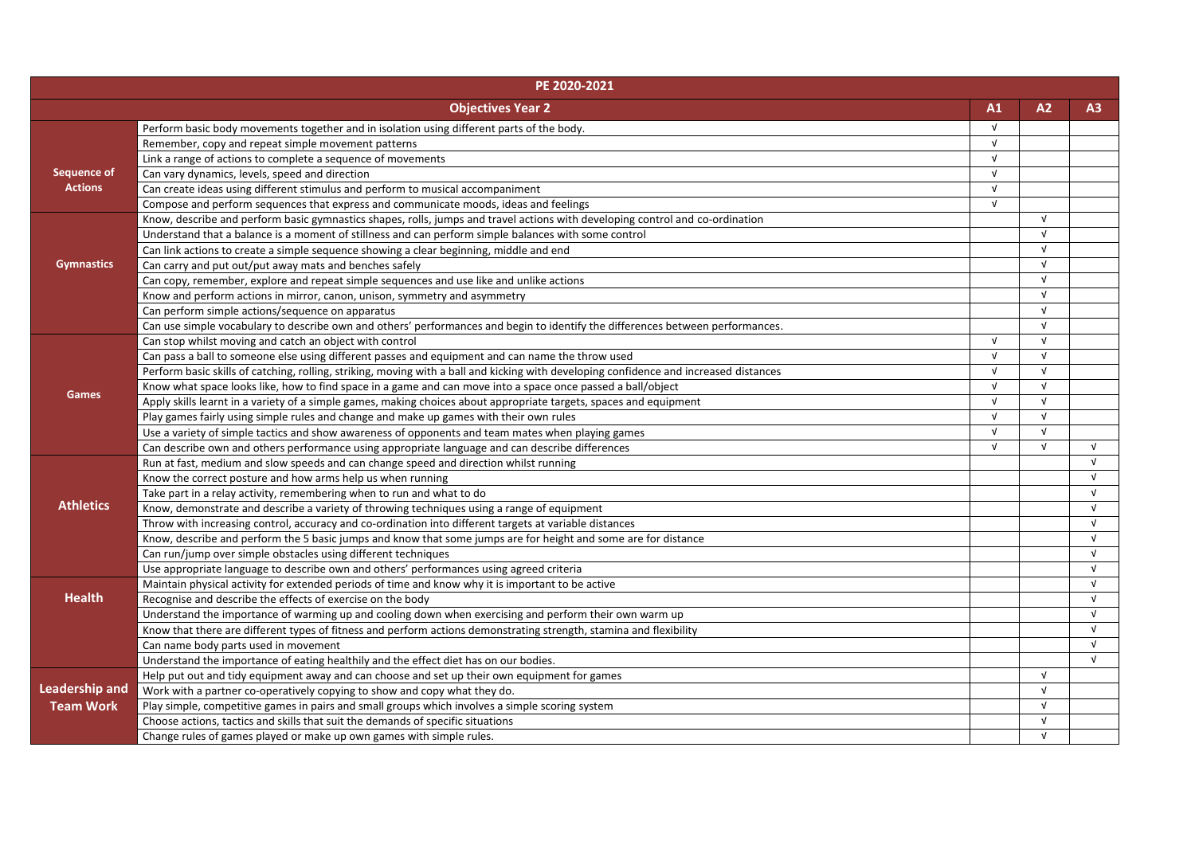| PE 2020-2021 | | | | |
|---|---|---|---|---|
| | **Objectives Year 2** | **A1** | **A2** | **A3** |
| **Sequence of Actions** | Perform basic body movements together and in isolation using different parts of the body. | √ | | |
| | Remember, copy and repeat simple movement patterns | √ | | |
| | Link a range of actions to complete a sequence of movements | √ | | |
| | Can vary dynamics, levels, speed and direction | √ | | |
| | Can create ideas using different stimulus and perform to musical accompaniment | √ | | |
| | Compose and perform sequences that express and communicate moods, ideas and feelings | √ | | |
| **Gymnastics** | Know, describe and perform basic gymnastics shapes, rolls, jumps and travel actions with developing control and co-ordination | | √ | |
| | Understand that a balance is a moment of stillness and can perform simple balances with some control | | √ | |
| | Can link actions to create a simple sequence showing a clear beginning, middle and end | | √ | |
| | Can carry and put out/put away mats and benches safely | | √ | |
| | Can copy, remember, explore and repeat simple sequences and use like and unlike actions | | √ | |
| | Know and perform actions in mirror, canon, unison, symmetry and asymmetry | | √ | |
| | Can perform simple actions/sequence on apparatus | | √ | |
| | Can use simple vocabulary to describe own and others' performances and begin to identify the differences between performances. | | √ | |
| **Games** | Can stop whilst moving and catch an object with control | √ | √ | |
| | Can pass a ball to someone else using different passes and equipment and can name the throw used | √ | √ | |
| | Perform basic skills of catching, rolling, striking, moving with a ball and kicking with developing confidence and increased distances | √ | √ | |
| | Know what space looks like, how to find space in a game and can move into a space once passed a ball/object | √ | √ | |
| | Apply skills learnt in a variety of a simple games, making choices about appropriate targets, spaces and equipment | √ | √ | |
| | Play games fairly using simple rules and change and make up games with their own rules | √ | √ | |
| | Use a variety of simple tactics and show awareness of opponents and team mates when playing games | √ | √ | |
| | Can describe own and others performance using appropriate language and can describe differences | √ | √ | √ |
| **Athletics** | Run at fast, medium and slow speeds and can change speed and direction whilst running | | | √ |
| | Know the correct posture and how arms help us when running | | | √ |
| | Take part in a relay activity, remembering when to run and what to do | | | √ |
| | Know, demonstrate and describe a variety of throwing techniques using a range of equipment | | | √ |
| | Throw with increasing control, accuracy and co-ordination into different targets at variable distances | | | √ |
| | Know, describe and perform the 5 basic jumps and know that some jumps are for height and some are for distance | | | √ |
| | Can run/jump over simple obstacles using different techniques | | | √ |
| | Use appropriate language to describe own and others' performances using agreed criteria | | | √ |
| **Health** | Maintain physical activity for extended periods of time and know why it is important to be active | | | √ |
| | Recognise and describe the effects of exercise on the body | | | √ |
| | Understand the importance of warming up and cooling down when exercising and perform their own warm up | | | √ |
| | Know that there are different types of fitness and perform actions demonstrating strength, stamina and flexibility | | | √ |
| | Can name body parts used in movement | | | √ |
| | Understand the importance of eating healthily and the effect diet has on our bodies. | | | √ |
| **Leadership and Team Work** | Help put out and tidy equipment away and can choose and set up their own equipment for games | | √ | |
| | Work with a partner co-operatively copying to show and copy what they do. | | √ | |
| | Play simple, competitive games in pairs and small groups which involves a simple scoring system | | √ | |
| | Choose actions, tactics and skills that suit the demands of specific situations | | √ | |
| | Change rules of games played or make up own games with simple rules. | | √ | |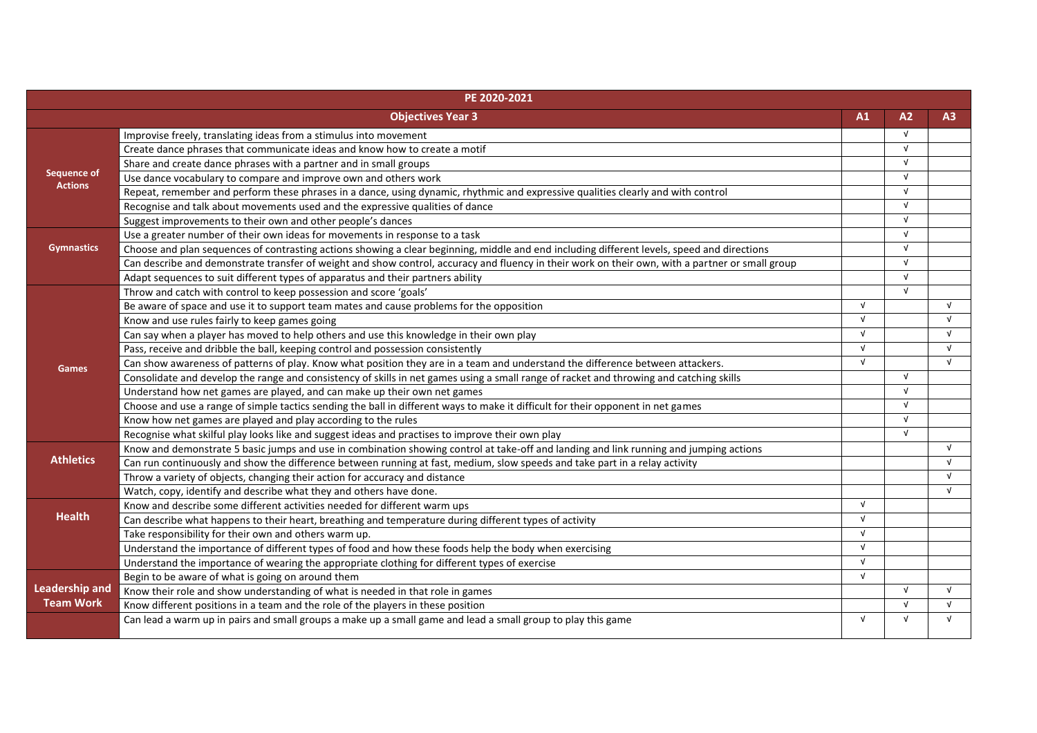| PE 2020-2021 | | | | |
|---|---|---|---|---|
| | **Objectives Year 3** | **A1** | **A2** | **A3** |
| **Sequence of Actions** | Improvise freely, translating ideas from a stimulus into movement | | √ | |
| | Create dance phrases that communicate ideas and know how to create a motif | | √ | |
| | Share and create dance phrases with a partner and in small groups | | √ | |
| | Use dance vocabulary to compare and improve own and others work | | √ | |
| | Repeat, remember and perform these phrases in a dance, using dynamic, rhythmic and expressive qualities clearly and with control | | √ | |
| | Recognise and talk about movements used and the expressive qualities of dance | | √ | |
| | Suggest improvements to their own and other people's dances | | √ | |
| **Gymnastics** | Use a greater number of their own ideas for movements in response to a task | | √ | |
| | Choose and plan sequences of contrasting actions showing a clear beginning, middle and end including different levels, speed and directions | | √ | |
| | Can describe and demonstrate transfer of weight and show control, accuracy and fluency in their work on their own, with a partner or small group | | √ | |
| | Adapt sequences to suit different types of apparatus and their partners ability | | √ | |
| **Games** | Throw and catch with control to keep possession and score 'goals' | | √ | |
| | Be aware of space and use it to support team mates and cause problems for the opposition | √ | | √ |
| | Know and use rules fairly to keep games going | √ | | √ |
| | Can say when a player has moved to help others and use this knowledge in their own play | √ | | √ |
| | Pass, receive and dribble the ball, keeping control and possession consistently | √ | | √ |
| | Can show awareness of patterns of play. Know what position they are in a team and understand the difference between attackers. | √ | | √ |
| | Consolidate and develop the range and consistency of skills in net games using a small range of racket and throwing and catching skills | | √ | |
| | Understand how net games are played, and can make up their own net games | | √ | |
| | Choose and use a range of simple tactics sending the ball in different ways to make it difficult for their opponent in net games | | √ | |
| | Know how net games are played and play according to the rules | | √ | |
| | Recognise what skilful play looks like and suggest ideas and practises to improve their own play | | √ | |
| **Athletics** | Know and demonstrate 5 basic jumps and use in combination showing control at take-off and landing and link running and jumping actions | | | √ |
| | Can run continuously and show the difference between running at fast, medium, slow speeds and take part in a relay activity | | | √ |
| | Throw a variety of objects, changing their action for accuracy and distance | | | √ |
| | Watch, copy, identify and describe what they and others have done. | | | √ |
| **Health** | Know and describe some different activities needed for different warm ups | √ | | |
| | Can describe what happens to their heart, breathing and temperature during different types of activity | √ | | |
| | Take responsibility for their own and others warm up. | √ | | |
| | Understand the importance of different types of food and how these foods help the body when exercising | √ | | |
| | Understand the importance of wearing the appropriate clothing for different types of exercise | √ | | |
| **Leadership and Team Work** | Begin to be aware of what is going on around them | √ | | |
| | Know their role and show understanding of what is needed in that role in games | | √ | √ |
| | Know different positions in a team and the role of the players in these position | | √ | √ |
| | Can lead a warm up in pairs and small groups a make up a small game and lead a small group to play this game | √ | √ | √ |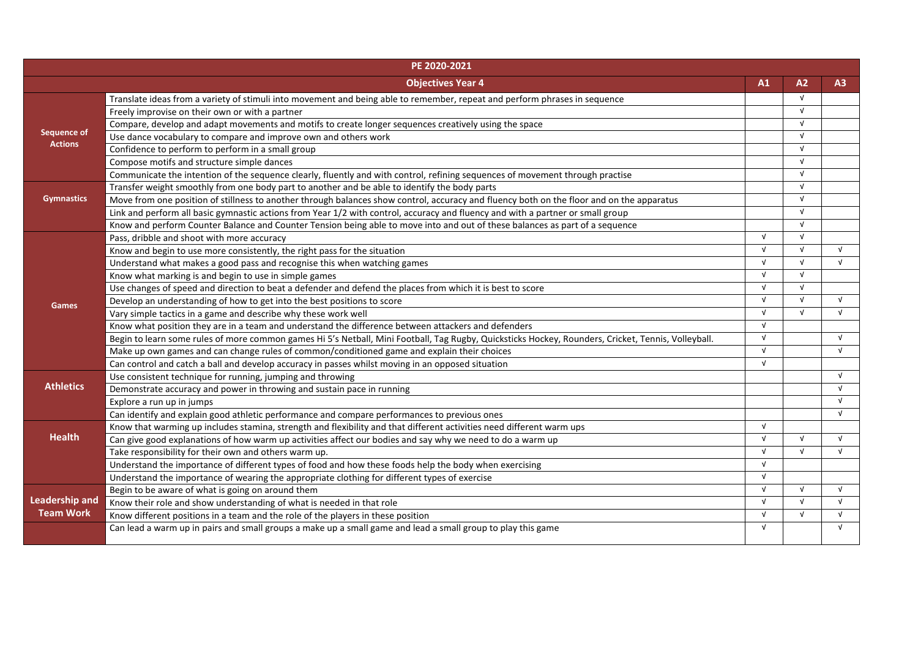| PE 2020-2021 | | | | |
|---|---|---|---|---|
| | **Objectives Year 4** | **A1** | **A2** | **A3** |
| **Sequence of Actions** | Translate ideas from a variety of stimuli into movement and being able to remember, repeat and perform phrases in sequence | | √ | |
| | Freely improvise on their own or with a partner | | √ | |
| | Compare, develop and adapt movements and motifs to create longer sequences creatively using the space | | √ | |
| | Use dance vocabulary to compare and improve own and others work | | √ | |
| | Confidence to perform to perform in a small group | | √ | |
| | Compose motifs and structure simple dances | | √ | |
| | Communicate the intention of the sequence clearly, fluently and with control, refining sequences of movement through practise | | √ | |
| **Gymnastics** | Transfer weight smoothly from one body part to another and be able to identify the body parts | | √ | |
| | Move from one position of stillness to another through balances show control, accuracy and fluency both on the floor and on the apparatus | | √ | |
| | Link and perform all basic gymnastic actions from Year 1/2 with control, accuracy and fluency and with a partner or small group | | √ | |
| | Know and perform Counter Balance and Counter Tension being able to move into and out of these balances as part of a sequence | | √ | |
| **Games** | Pass, dribble and shoot with more accuracy | √ | √ | |
| | Know and begin to use more consistently, the right pass for the situation | √ | √ | √ |
| | Understand what makes a good pass and recognise this when watching games | √ | √ | √ |
| | Know what marking is and begin to use in simple games | √ | √ | |
| | Use changes of speed and direction to beat a defender and defend the places from which it is best to score | √ | √ | |
| | Develop an understanding of how to get into the best positions to score | √ | √ | √ |
| | Vary simple tactics in a game and describe why these work well | √ | √ | √ |
| | Know what position they are in a team and understand the difference between attackers and defenders | √ | | |
| | Begin to learn some rules of more common games Hi 5's Netball, Mini Football, Tag Rugby, Quicksticks Hockey, Rounders, Cricket, Tennis, Volleyball. | √ | | √ |
| | Make up own games and can change rules of common/conditioned game and explain their choices | √ | | √ |
| | Can control and catch a ball and develop accuracy in passes whilst moving in an opposed situation | √ | | |
| **Athletics** | Use consistent technique for running, jumping and throwing | | | √ |
| | Demonstrate accuracy and power in throwing and sustain pace in running | | | √ |
| | Explore a run up in jumps | | | √ |
| | Can identify and explain good athletic performance and compare performances to previous ones | | | √ |
| **Health** | Know that warming up includes stamina, strength and flexibility and that different activities need different warm ups | √ | | |
| | Can give good explanations of how warm up activities affect our bodies and say why we need to do a warm up | √ | √ | √ |
| | Take responsibility for their own and others warm up. | √ | √ | √ |
| | Understand the importance of different types of food and how these foods help the body when exercising | √ | | |
| | Understand the importance of wearing the appropriate clothing for different types of exercise | √ | | |
| **Leadership and Team Work** | Begin to be aware of what is going on around them | √ | √ | √ |
| | Know their role and show understanding of what is needed in that role | √ | √ | √ |
| | Know different positions in a team and the role of the players in these position | √ | √ | √ |
| | Can lead a warm up in pairs and small groups a make up a small game and lead a small group to play this game | √ | | √ |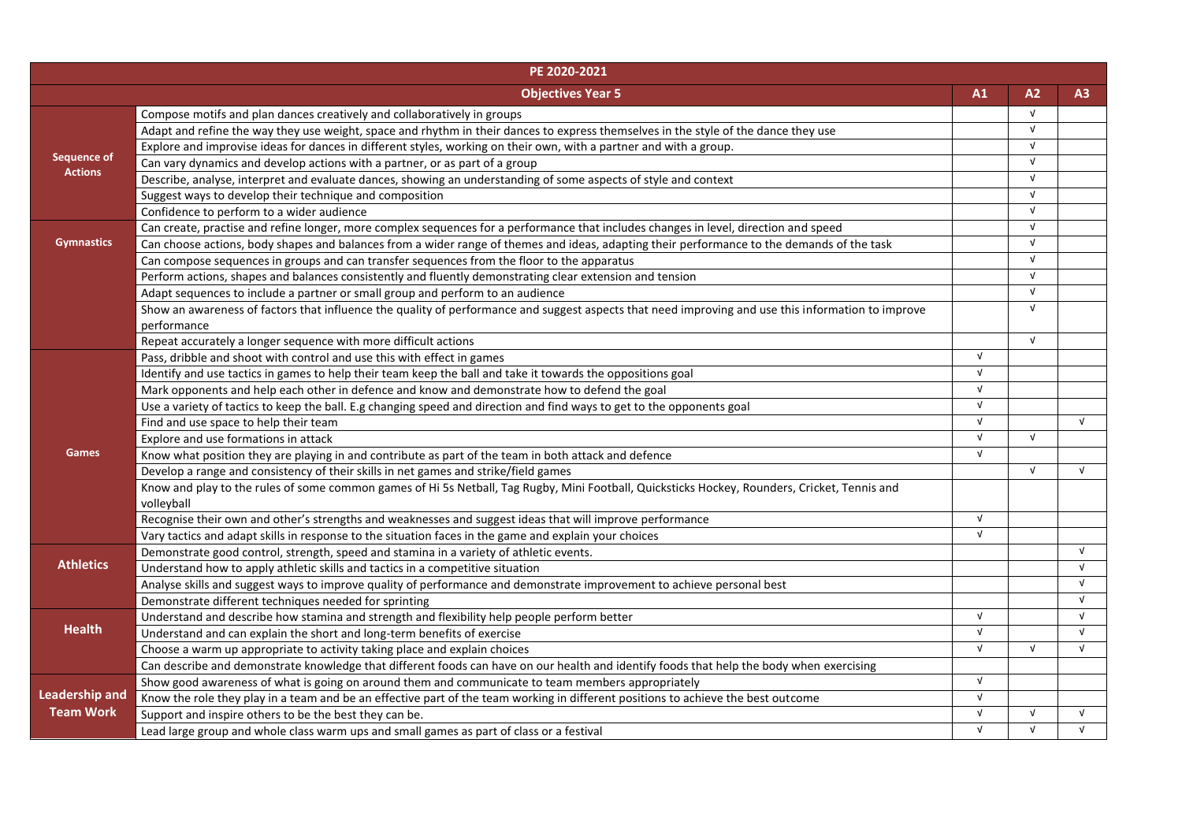| PE 2020-2021 | | | | |
|---|---|---|---|---|
| | **Objectives Year 5** | **A1** | **A2** | **A3** |
| **Sequence of Actions** | Compose motifs and plan dances creatively and collaboratively in groups | | √ | |
| | Adapt and refine the way they use weight, space and rhythm in their dances to express themselves in the style of the dance they use | | √ | |
| | Explore and improvise ideas for dances in different styles, working on their own, with a partner and with a group. | | √ | |
| | Can vary dynamics and develop actions with a partner, or as part of a group | | √ | |
| | Describe, analyse, interpret and evaluate dances, showing an understanding of some aspects of style and context | | √ | |
| | Suggest ways to develop their technique and composition | | √ | |
| | Confidence to perform to a wider audience | | √ | |
| **Gymnastics** | Can create, practise and refine longer, more complex sequences for a performance that includes changes in level, direction and speed | | √ | |
| | Can choose actions, body shapes and balances from a wider range of themes and ideas, adapting their performance to the demands of the task | | √ | |
| | Can compose sequences in groups and can transfer sequences from the floor to the apparatus | | √ | |
| | Perform actions, shapes and balances consistently and fluently demonstrating clear extension and tension | | √ | |
| | Adapt sequences to include a partner or small group and perform to an audience | | √ | |
| | Show an awareness of factors that influence the quality of performance and suggest aspects that need improving and use this information to improve performance | | √ | |
| | Repeat accurately a longer sequence with more difficult actions | | √ | |
| **Games** | Pass, dribble and shoot with control and use this with effect in games | √ | | |
| | Identify and use tactics in games to help their team keep the ball and take it towards the oppositions goal | √ | | |
| | Mark opponents and help each other in defence and know and demonstrate how to defend the goal | √ | | |
| | Use a variety of tactics to keep the ball. E.g changing speed and direction and find ways to get to the opponents goal | √ | | |
| | Find and use space to help their team | √ | | √ |
| | Explore and use formations in attack | √ | √ | |
| | Know what position they are playing in and contribute as part of the team in both attack and defence | √ | | |
| | Develop a range and consistency of their skills in net games and strike/field games | | √ | √ |
| | Know and play to the rules of some common games of Hi 5s Netball, Tag Rugby, Mini Football, Quicksticks Hockey, Rounders, Cricket, Tennis and volleyball | | | |
| | Recognise their own and other's strengths and weaknesses and suggest ideas that will improve performance | √ | | |
| | Vary tactics and adapt skills in response to the situation faces in the game and explain your choices | √ | | |
| **Athletics** | Demonstrate good control, strength, speed and stamina in a variety of athletic events. | | | √ |
| | Understand how to apply athletic skills and tactics in a competitive situation | | | √ |
| | Analyse skills and suggest ways to improve quality of performance and demonstrate improvement to achieve personal best | | | √ |
| | Demonstrate different techniques needed for sprinting | | | √ |
| **Health** | Understand and describe how stamina and strength and flexibility help people perform better | √ | | √ |
| | Understand and can explain the short and long-term benefits of exercise | √ | | √ |
| | Choose a warm up appropriate to activity taking place and explain choices | √ | √ | √ |
| | Can describe and demonstrate knowledge that different foods can have on our health and identify foods that help the body when exercising | | | |
| **Leadership and Team Work** | Show good awareness of what is going on around them and communicate to team members appropriately | √ | | |
| | Know the role they play in a team and be an effective part of the team working in different positions to achieve the best outcome | √ | | |
| | Support and inspire others to be the best they can be. | √ | √ | √ |
| | Lead large group and whole class warm ups and small games as part of class or a festival | √ | √ | √ |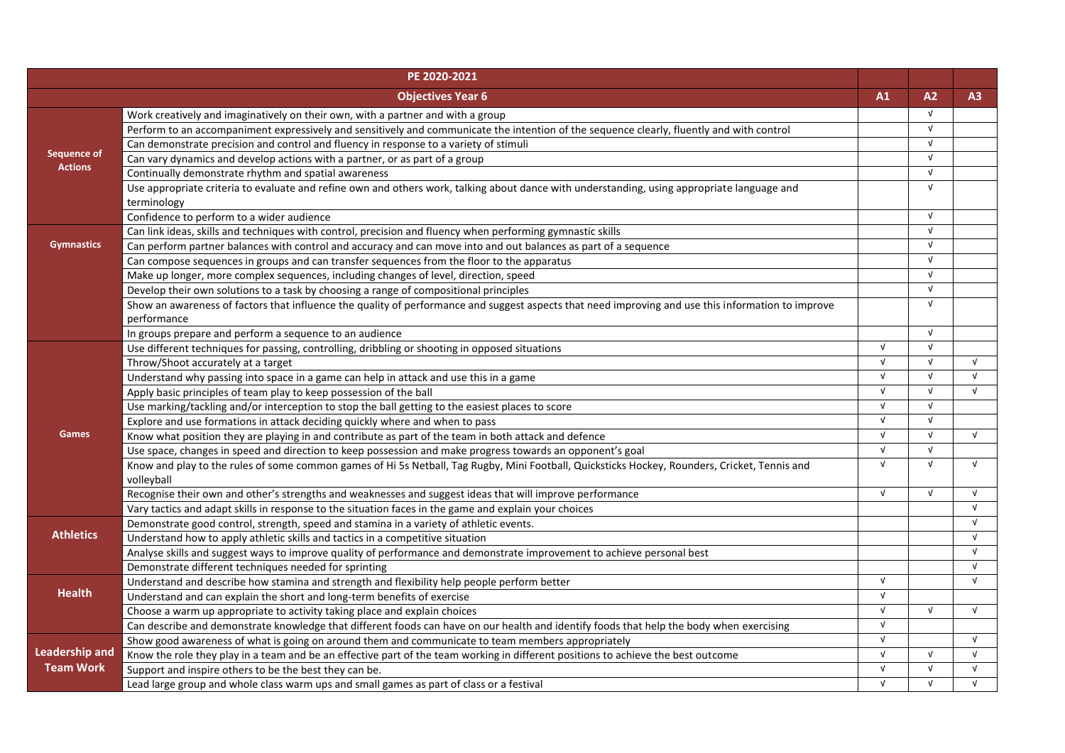| PE 2020-2021 | | | | |
|---|---|---|---|---|
| | **Objectives Year 6** | **A1** | **A2** | **A3** |
| **Sequence of Actions** | Work creatively and imaginatively on their own, with a partner and with a group | | √ | |
| | Perform to an accompaniment expressively and sensitively and communicate the intention of the sequence clearly, fluently and with control | | √ | |
| | Can demonstrate precision and control and fluency in response to a variety of stimuli | | √ | |
| | Can vary dynamics and develop actions with a partner, or as part of a group | | √ | |
| | Continually demonstrate rhythm and spatial awareness | | √ | |
| | Use appropriate criteria to evaluate and refine own and others work, talking about dance with understanding, using appropriate language and terminology | | √ | |
| | Confidence to perform to a wider audience | | √ | |
| **Gymnastics** | Can link ideas, skills and techniques with control, precision and fluency when performing gymnastic skills | | √ | |
| | Can perform partner balances with control and accuracy and can move into and out balances as part of a sequence | | √ | |
| | Can compose sequences in groups and can transfer sequences from the floor to the apparatus | | √ | |
| | Make up longer, more complex sequences, including changes of level, direction, speed | | √ | |
| | Develop their own solutions to a task by choosing a range of compositional principles | | √ | |
| | Show an awareness of factors that influence the quality of performance and suggest aspects that need improving and use this information to improve performance | | √ | |
| | In groups prepare and perform a sequence to an audience | | √ | |
| **Games** | Use different techniques for passing, controlling, dribbling or shooting in opposed situations | √ | √ | |
| | Throw/Shoot accurately at a target | √ | √ | √ |
| | Understand why passing into space in a game can help in attack and use this in a game | √ | √ | √ |
| | Apply basic principles of team play to keep possession of the ball | √ | √ | √ |
| | Use marking/tackling and/or interception to stop the ball getting to the easiest places to score | √ | √ | |
| | Explore and use formations in attack deciding quickly where and when to pass | √ | √ | |
| | Know what position they are playing in and contribute as part of the team in both attack and defence | √ | √ | √ |
| | Use space, changes in speed and direction to keep possession and make progress towards an opponent's goal | √ | √ | |
| | Know and play to the rules of some common games of Hi 5s Netball, Tag Rugby, Mini Football, Quicksticks Hockey, Rounders, Cricket, Tennis and volleyball | √ | √ | √ |
| | Recognise their own and other's strengths and weaknesses and suggest ideas that will improve performance | √ | √ | √ |
| | Vary tactics and adapt skills in response to the situation faces in the game and explain your choices | | | √ |
| **Athletics** | Demonstrate good control, strength, speed and stamina in a variety of athletic events. | | | √ |
| | Understand how to apply athletic skills and tactics in a competitive situation | | | √ |
| | Analyse skills and suggest ways to improve quality of performance and demonstrate improvement to achieve personal best | | | √ |
| | Demonstrate different techniques needed for sprinting | | | √ |
| **Health** | Understand and describe how stamina and strength and flexibility help people perform better | √ | | √ |
| | Understand and can explain the short and long-term benefits of exercise | √ | | |
| | Choose a warm up appropriate to activity taking place and explain choices | √ | √ | √ |
| | Can describe and demonstrate knowledge that different foods can have on our health and identify foods that help the body when exercising | √ | | |
| **Leadership and Team Work** | Show good awareness of what is going on around them and communicate to team members appropriately | √ | | √ |
| | Know the role they play in a team and be an effective part of the team working in different positions to achieve the best outcome | √ | √ | √ |
| | Support and inspire others to be the best they can be. | √ | √ | √ |
| | Lead large group and whole class warm ups and small games as part of class or a festival | √ | √ | √ |